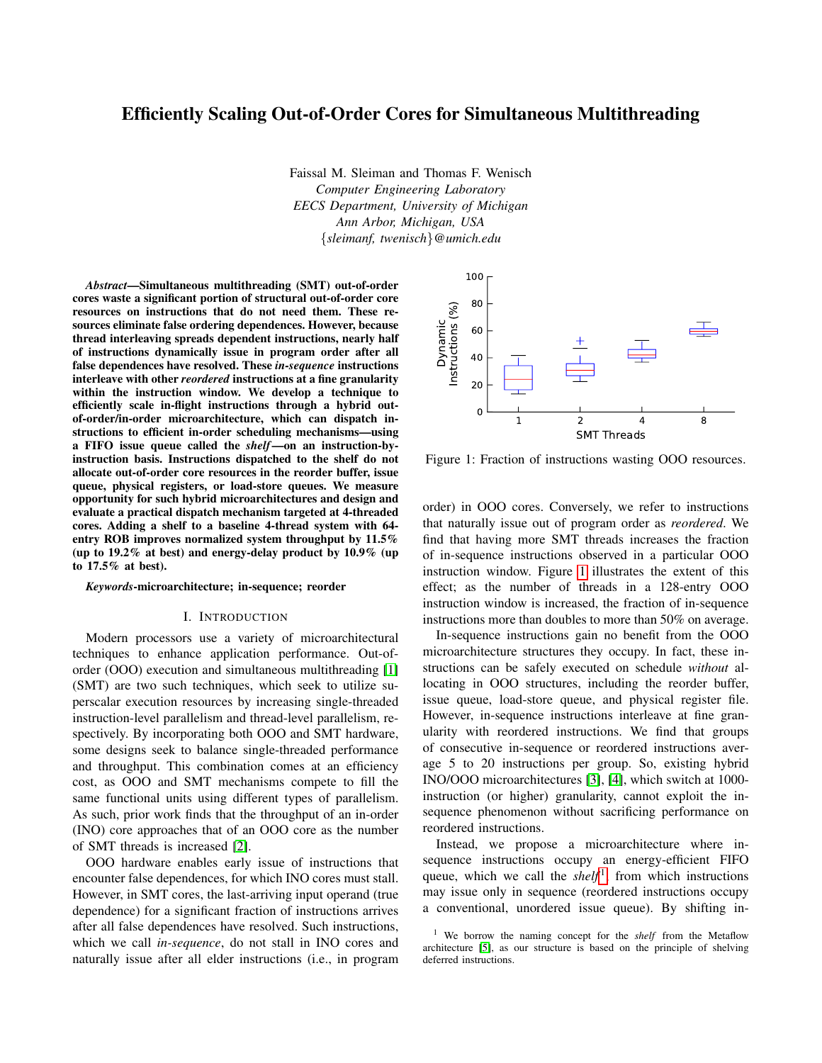# Efficiently Scaling Out-of-Order Cores for Simultaneous Multithreading

Faissal M. Sleiman and Thomas F. Wenisch
*Computer Engineering Laboratory*
*EECS Department, University of Michigan*
*Ann Arbor, Michigan, USA*
*{sleimanf, twenisch}@umich.edu*

***Abstract*—Simultaneous multithreading (SMT) out-of-order cores waste a significant portion of structural out-of-order core resources on instructions that do not need them. These resources eliminate false ordering dependences. However, because thread interleaving spreads dependent instructions, nearly half of instructions dynamically issue in program order after all false dependences have resolved. These *in-sequence* instructions interleave with other *reordered* instructions at a fine granularity within the instruction window. We develop a technique to efficiently scale in-flight instructions through a hybrid out-of-order/in-order microarchitecture, which can dispatch instructions to efficient in-order scheduling mechanisms—using a FIFO issue queue called the *shelf*—on an instruction-by-instruction basis. Instructions dispatched to the shelf do not allocate out-of-order core resources in the reorder buffer, issue queue, physical registers, or load-store queues. We measure opportunity for such hybrid microarchitectures and design and evaluate a practical dispatch mechanism targeted at 4-threaded cores. Adding a shelf to a baseline 4-thread system with 64-entry ROB improves normalized system throughput by 11.5% (up to 19.2% at best) and energy-delay product by 10.9% (up to 17.5% at best).**

***Keywords*-microarchitecture; in-sequence; reorder**

## I. Introduction

Modern processors use a variety of microarchitectural techniques to enhance application performance. Out-of-order (OOO) execution and simultaneous multithreading [1] (SMT) are two such techniques, which seek to utilize superscalar execution resources by increasing single-threaded instruction-level parallelism and thread-level parallelism, respectively. By incorporating both OOO and SMT hardware, some designs seek to balance single-threaded performance and throughput. This combination comes at an efficiency cost, as OOO and SMT mechanisms compete to fill the same functional units using different types of parallelism. As such, prior work finds that the throughput of an in-order (INO) core approaches that of an OOO core as the number of SMT threads is increased [2].

OOO hardware enables early issue of instructions that encounter false dependences, for which INO cores must stall. However, in SMT cores, the last-arriving input operand (true dependence) for a significant fraction of instructions arrives after all false dependences have resolved. Such instructions, which we call *in-sequence*, do not stall in INO cores and naturally issue after all elder instructions (i.e., in program order) in OOO cores. Conversely, we refer to instructions that naturally issue out of program order as *reordered*. We find that having more SMT threads increases the fraction of in-sequence instructions observed in a particular OOO instruction window. Figure 1 illustrates the extent of this effect; as the number of threads in a 128-entry OOO instruction window is increased, the fraction of in-sequence instructions more than doubles to more than 50% on average.

Figure 1: Fraction of instructions wasting OOO resources.

In-sequence instructions gain no benefit from the OOO microarchitecture structures they occupy. In fact, these instructions can be safely executed on schedule *without* allocating in OOO structures, including the reorder buffer, issue queue, load-store queue, and physical register file. However, in-sequence instructions interleave at fine granularity with reordered instructions. We find that groups of consecutive in-sequence or reordered instructions average 5 to 20 instructions per group. So, existing hybrid INO/OOO microarchitectures [3], [4], which switch at 1000-instruction (or higher) granularity, cannot exploit the in-sequence phenomenon without sacrificing performance on reordered instructions.

Instead, we propose a microarchitecture where in-sequence instructions occupy an energy-efficient FIFO queue, which we call the *shelf*[1], from which instructions may issue only in sequence (reordered instructions occupy a conventional, unordered issue queue). By shifting in-

[1] We borrow the naming concept for the *shelf* from the Metaflow architecture [5], as our structure is based on the principle of shelving deferred instructions.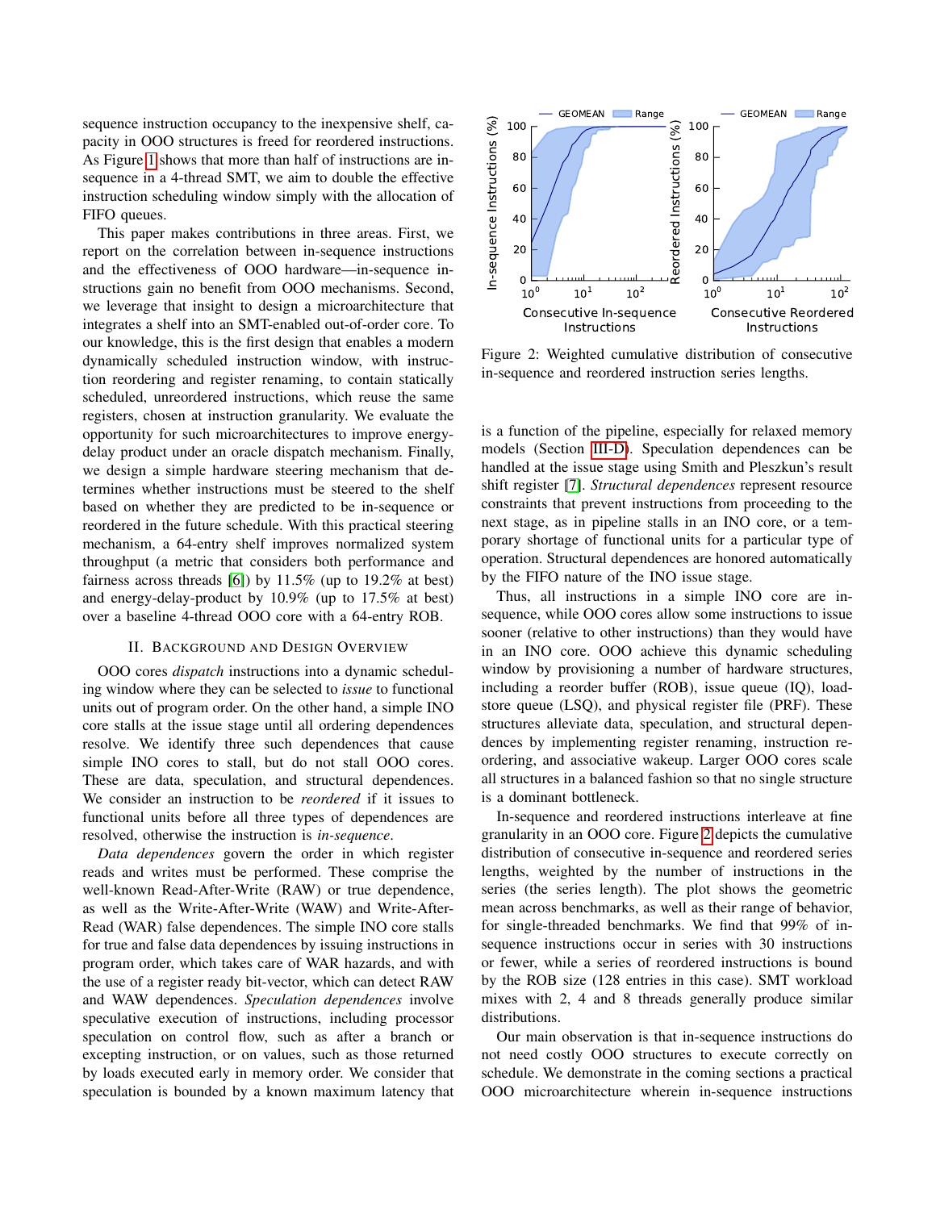sequence instruction occupancy to the inexpensive shelf, capacity in OOO structures is freed for reordered instructions. As Figure 1 shows that more than half of instructions are in-sequence in a 4-thread SMT, we aim to double the effective instruction scheduling window simply with the allocation of FIFO queues.

This paper makes contributions in three areas. First, we report on the correlation between in-sequence instructions and the effectiveness of OOO hardware—in-sequence instructions gain no benefit from OOO mechanisms. Second, we leverage that insight to design a microarchitecture that integrates a shelf into an SMT-enabled out-of-order core. To our knowledge, this is the first design that enables a modern dynamically scheduled instruction window, with instruction reordering and register renaming, to contain statically scheduled, unreordered instructions, which reuse the same registers, chosen at instruction granularity. We evaluate the opportunity for such microarchitectures to improve energy-delay product under an oracle dispatch mechanism. Finally, we design a simple hardware steering mechanism that determines whether instructions must be steered to the shelf based on whether they are predicted to be in-sequence or reordered in the future schedule. With this practical steering mechanism, a 64-entry shelf improves normalized system throughput (a metric that considers both performance and fairness across threads [6]) by 11.5% (up to 19.2% at best) and energy-delay-product by 10.9% (up to 17.5% at best) over a baseline 4-thread OOO core with a 64-entry ROB.

## II. Background and Design Overview

OOO cores *dispatch* instructions into a dynamic scheduling window where they can be selected to *issue* to functional units out of program order. On the other hand, a simple INO core stalls at the issue stage until all ordering dependences resolve. We identify three such dependences that cause simple INO cores to stall, but do not stall OOO cores. These are data, speculation, and structural dependences. We consider an instruction to be *reordered* if it issues to functional units before all three types of dependences are resolved, otherwise the instruction is *in-sequence*.

*Data dependences* govern the order in which register reads and writes must be performed. These comprise the well-known Read-After-Write (RAW) or true dependence, as well as the Write-After-Write (WAW) and Write-After-Read (WAR) false dependences. The simple INO core stalls for true and false data dependences by issuing instructions in program order, which takes care of WAR hazards, and with the use of a register ready bit-vector, which can detect RAW and WAW dependences. *Speculation dependences* involve speculative execution of instructions, including processor speculation on control flow, such as after a branch or excepting instruction, or on values, such as those returned by loads executed early in memory order. We consider that speculation is bounded by a known maximum latency that is a function of the pipeline, especially for relaxed memory models (Section III-D). Speculation dependences can be handled at the issue stage using Smith and Pleszkun's result shift register [7]. *Structural dependences* represent resource constraints that prevent instructions from proceeding to the next stage, as in pipeline stalls in an INO core, or a temporary shortage of functional units for a particular type of operation. Structural dependences are honored automatically by the FIFO nature of the INO issue stage.

Figure 2: Weighted cumulative distribution of consecutive in-sequence and reordered instruction series lengths.

Thus, all instructions in a simple INO core are in-sequence, while OOO cores allow some instructions to issue sooner (relative to other instructions) than they would have in an INO core. OOO achieve this dynamic scheduling window by provisioning a number of hardware structures, including a reorder buffer (ROB), issue queue (IQ), load-store queue (LSQ), and physical register file (PRF). These structures alleviate data, speculation, and structural dependences by implementing register renaming, instruction reordering, and associative wakeup. Larger OOO cores scale all structures in a balanced fashion so that no single structure is a dominant bottleneck.

In-sequence and reordered instructions interleave at fine granularity in an OOO core. Figure 2 depicts the cumulative distribution of consecutive in-sequence and reordered series lengths, weighted by the number of instructions in the series (the series length). The plot shows the geometric mean across benchmarks, as well as their range of behavior, for single-threaded benchmarks. We find that 99% of in-sequence instructions occur in series with 30 instructions or fewer, while a series of reordered instructions is bound by the ROB size (128 entries in this case). SMT workload mixes with 2, 4 and 8 threads generally produce similar distributions.

Our main observation is that in-sequence instructions do not need costly OOO structures to execute correctly on schedule. We demonstrate in the coming sections a practical OOO microarchitecture wherein in-sequence instructions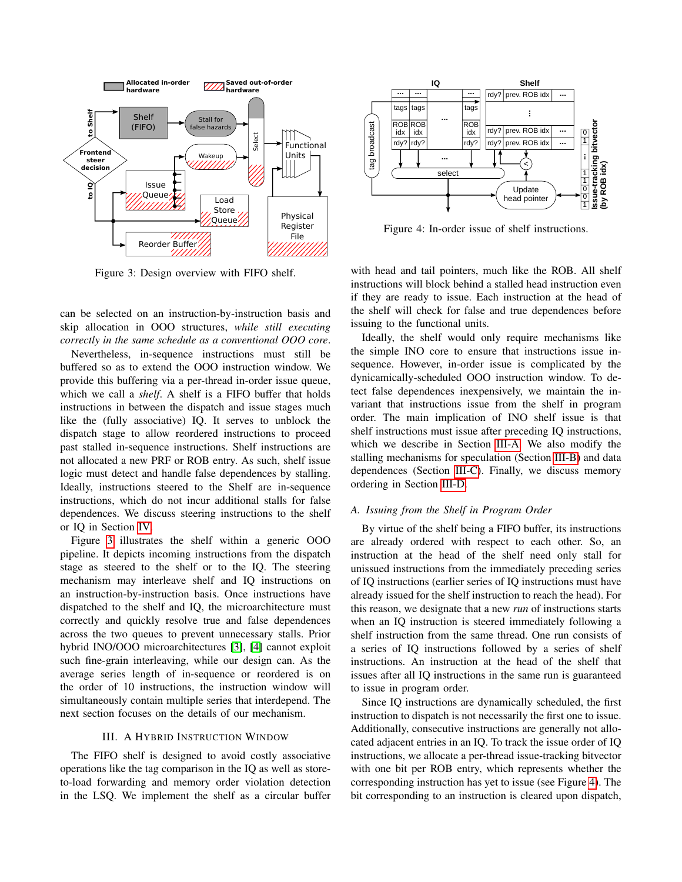Allocated in-order hardware

Saved out-of-order hardware

Shelf (FIFO)

Stall for false hazards

to Shelf

Frontend steer decision

to IQ

Wakeup

Select

Functional Units

Issue Queue

Load Store Queue

Physical Register File

Reorder Buffer

Figure 3: Design overview with FIFO shelf.

IQ

Shelf

tags

ROB idx

rdy?

rdy? prev. ROB idx

tag broadcast

select

Update head pointer

Issue-tracking bitvector (by ROB idx)

Figure 4: In-order issue of shelf instructions.

can be selected on an instruction-by-instruction basis and skip allocation in OOO structures, *while still executing correctly in the same schedule as a conventional OOO core*.

Nevertheless, in-sequence instructions must still be buffered so as to extend the OOO instruction window. We provide this buffering via a per-thread in-order issue queue, which we call a *shelf*. A shelf is a FIFO buffer that holds instructions in between the dispatch and issue stages much like the (fully associative) IQ. It serves to unblock the dispatch stage to allow reordered instructions to proceed past stalled in-sequence instructions. Shelf instructions are not allocated a new PRF or ROB entry. As such, shelf issue logic must detect and handle false dependences by stalling. Ideally, instructions steered to the Shelf are in-sequence instructions, which do not incur additional stalls for false dependences. We discuss steering instructions to the shelf or IQ in Section IV.

Figure 3 illustrates the shelf within a generic OOO pipeline. It depicts incoming instructions from the dispatch stage as steered to the shelf or to the IQ. The steering mechanism may interleave shelf and IQ instructions on an instruction-by-instruction basis. Once instructions have dispatched to the shelf and IQ, the microarchitecture must correctly and quickly resolve true and false dependences across the two queues to prevent unnecessary stalls. Prior hybrid INO/OOO microarchitectures [3], [4] cannot exploit such fine-grain interleaving, while our design can. As the average series length of in-sequence or reordered is on the order of 10 instructions, the instruction window will simultaneously contain multiple series that interdepend. The next section focuses on the details of our mechanism.

## III. A Hybrid Instruction Window

The FIFO shelf is designed to avoid costly associative operations like the tag comparison in the IQ as well as store-to-load forwarding and memory order violation detection in the LSQ. We implement the shelf as a circular buffer with head and tail pointers, much like the ROB. All shelf instructions will block behind a stalled head instruction even if they are ready to issue. Each instruction at the head of the shelf will check for false and true dependences before issuing to the functional units.

Ideally, the shelf would only require mechanisms like the simple INO core to ensure that instructions issue in-sequence. However, in-order issue is complicated by the dynically-scheduled OOO instruction window. To detect false dependences inexpensively, we maintain the invariant that instructions issue from the shelf in program order. The main implication of INO shelf issue is that shelf instructions must issue after preceding IQ instructions, which we describe in Section III-A. We also modify the stalling mechanisms for speculation (Section III-B) and data dependences (Section III-C). Finally, we discuss memory ordering in Section III-D.

### A. Issuing from the Shelf in Program Order

By virtue of the shelf being a FIFO buffer, its instructions are already ordered with respect to each other. So, an instruction at the head of the shelf need only stall for unissued instructions from the immediately preceding series of IQ instructions (earlier series of IQ instructions must have already issued for the shelf instruction to reach the head). For this reason, we designate that a new *run* of instructions starts when an IQ instruction is steered immediately following a shelf instruction from the same thread. One run consists of a series of IQ instructions followed by a series of shelf instructions. An instruction at the head of the shelf that issues after all IQ instructions in the same run is guaranteed to issue in program order.

Since IQ instructions are dynamically scheduled, the first instruction to dispatch is not necessarily the first one to issue. Additionally, consecutive instructions are generally not allocated adjacent entries in an IQ. To track the issue order of IQ instructions, we allocate a per-thread issue-tracking bitvector with one bit per ROB entry, which represents whether the corresponding instruction has yet to issue (see Figure 4). The bit corresponding to an instruction is cleared upon dispatch,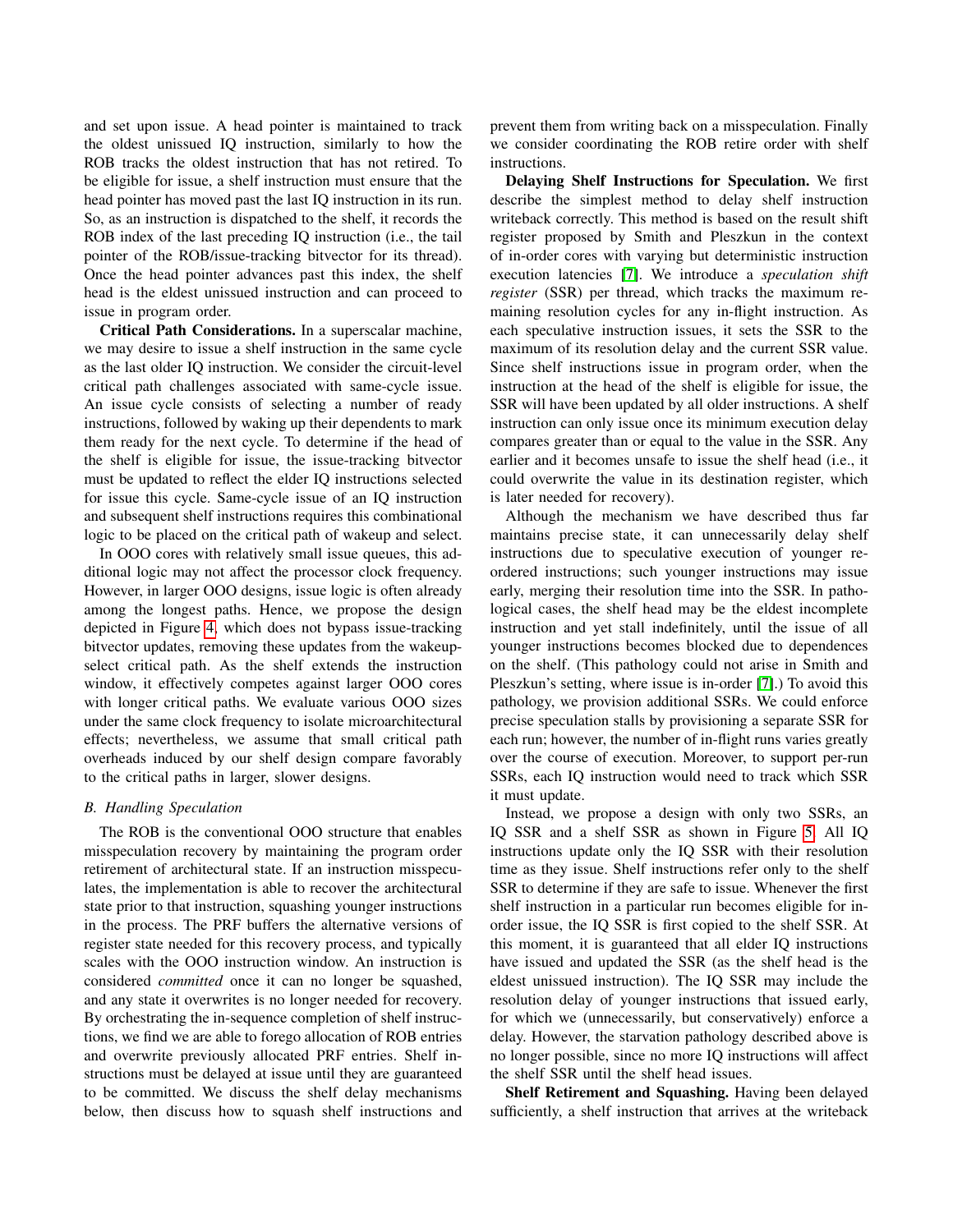and set upon issue. A head pointer is maintained to track the oldest unissued IQ instruction, similarly to how the ROB tracks the oldest instruction that has not retired. To be eligible for issue, a shelf instruction must ensure that the head pointer has moved past the last IQ instruction in its run. So, as an instruction is dispatched to the shelf, it records the ROB index of the last preceding IQ instruction (i.e., the tail pointer of the ROB/issue-tracking bitvector for its thread). Once the head pointer advances past this index, the shelf head is the eldest unissued instruction and can proceed to issue in program order.

**Critical Path Considerations.** In a superscalar machine, we may desire to issue a shelf instruction in the same cycle as the last older IQ instruction. We consider the circuit-level critical path challenges associated with same-cycle issue. An issue cycle consists of selecting a number of ready instructions, followed by waking up their dependents to mark them ready for the next cycle. To determine if the head of the shelf is eligible for issue, the issue-tracking bitvector must be updated to reflect the elder IQ instructions selected for issue this cycle. Same-cycle issue of an IQ instruction and subsequent shelf instructions requires this combinational logic to be placed on the critical path of wakeup and select.

In OOO cores with relatively small issue queues, this additional logic may not affect the processor clock frequency. However, in larger OOO designs, issue logic is often already among the longest paths. Hence, we propose the design depicted in Figure 4, which does not bypass issue-tracking bitvector updates, removing these updates from the wakeup-select critical path. As the shelf extends the instruction window, it effectively competes against larger OOO cores with longer critical paths. We evaluate various OOO sizes under the same clock frequency to isolate microarchitectural effects; nevertheless, we assume that small critical path overheads induced by our shelf design compare favorably to the critical paths in larger, slower designs.

### B. Handling Speculation

The ROB is the conventional OOO structure that enables misspeculation recovery by maintaining the program order retirement of architectural state. If an instruction misspeculates, the implementation is able to recover the architectural state prior to that instruction, squashing younger instructions in the process. The PRF buffers the alternative versions of register state needed for this recovery process, and typically scales with the OOO instruction window. An instruction is considered *committed* once it can no longer be squashed, and any state it overwrites is no longer needed for recovery. By orchestrating the in-sequence completion of shelf instructions, we find we are able to forego allocation of ROB entries and overwrite previously allocated PRF entries. Shelf instructions must be delayed at issue until they are guaranteed to be committed. We discuss the shelf delay mechanisms below, then discuss how to squash shelf instructions and prevent them from writing back on a misspeculation. Finally we consider coordinating the ROB retire order with shelf instructions.

**Delaying Shelf Instructions for Speculation.** We first describe the simplest method to delay shelf instruction writeback correctly. This method is based on the result shift register proposed by Smith and Pleszkun in the context of in-order cores with varying but deterministic instruction execution latencies [7]. We introduce a *speculation shift register* (SSR) per thread, which tracks the maximum remaining resolution cycles for any in-flight instruction. As each speculative instruction issues, it sets the SSR to the maximum of its resolution delay and the current SSR value. Since shelf instructions issue in program order, when the instruction at the head of the shelf is eligible for issue, the SSR will have been updated by all older instructions. A shelf instruction can only issue once its minimum execution delay compares greater than or equal to the value in the SSR. Any earlier and it becomes unsafe to issue the shelf head (i.e., it could overwrite the value in its destination register, which is later needed for recovery).

Although the mechanism we have described thus far maintains precise state, it can unnecessarily delay shelf instructions due to speculative execution of younger reordered instructions; such younger instructions may issue early, merging their resolution time into the SSR. In pathological cases, the shelf head may be the eldest incomplete instruction and yet stall indefinitely, until the issue of all younger instructions becomes blocked due to dependences on the shelf. (This pathology could not arise in Smith and Pleszkun's setting, where issue is in-order [7].) To avoid this pathology, we provision additional SSRs. We could enforce precise speculation stalls by provisioning a separate SSR for each run; however, the number of in-flight runs varies greatly over the course of execution. Moreover, to support per-run SSRs, each IQ instruction would need to track which SSR it must update.

Instead, we propose a design with only two SSRs, an IQ SSR and a shelf SSR as shown in Figure 5. All IQ instructions update only the IQ SSR with their resolution time as they issue. Shelf instructions refer only to the shelf SSR to determine if they are safe to issue. Whenever the first shelf instruction in a particular run becomes eligible for in-order issue, the IQ SSR is first copied to the shelf SSR. At this moment, it is guaranteed that all elder IQ instructions have issued and updated the SSR (as the shelf head is the eldest unissued instruction). The IQ SSR may include the resolution delay of younger instructions that issued early, for which we (unnecessarily, but conservatively) enforce a delay. However, the starvation pathology described above is no longer possible, since no more IQ instructions will affect the shelf SSR until the shelf head issues.

**Shelf Retirement and Squashing.** Having been delayed sufficiently, a shelf instruction that arrives at the writeback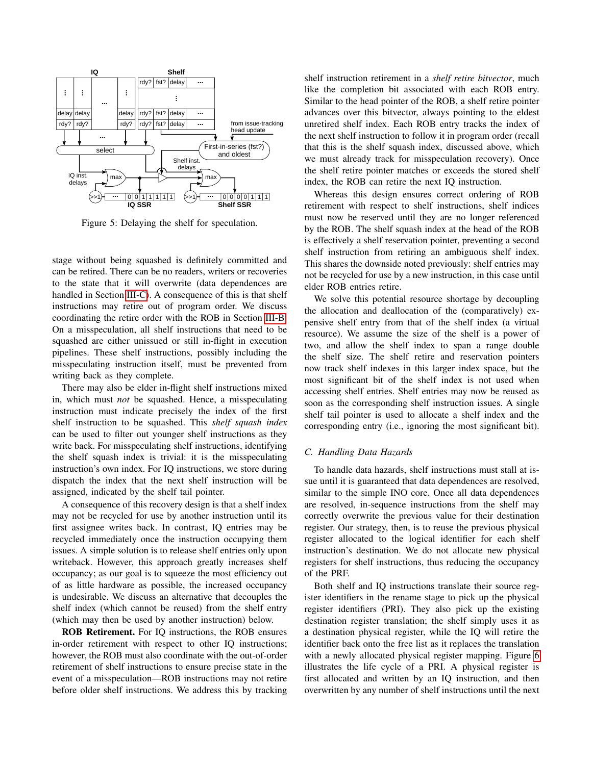IQ

Shelf

rdy? fst? delay ...

delay delay delay rdy? fst? delay ...

rdy? rdy? rdy? rdy? fst? delay ...

from issue-tracking head update

select

First-in-series (fst?) and oldest

Shelf inst. delays

IQ inst. delays

max

max

>>1 ... 0 0 1 1 1 1 1

>>1 ... 0 0 0 0 1 1 1

IQ SSR

Shelf SSR

Figure 5: Delaying the shelf for speculation.

stage without being squashed is definitely committed and can be retired. There can be no readers, writers or recoveries to the state that it will overwrite (data dependences are handled in Section III-C). A consequence of this is that shelf instructions may retire out of program order. We discuss coordinating the retire order with the ROB in Section III-B. On a misspeculation, all shelf instructions that need to be squashed are either unissued or still in-flight in execution pipelines. These shelf instructions, possibly including the misspeculating instruction itself, must be prevented from writing back as they complete.

There may also be elder in-flight shelf instructions mixed in, which must *not* be squashed. Hence, a misspeculating instruction must indicate precisely the index of the first shelf instruction to be squashed. This *shelf squash index* can be used to filter out younger shelf instructions as they write back. For misspeculating shelf instructions, identifying the shelf squash index is trivial: it is the misspeculating instruction's own index. For IQ instructions, we store during dispatch the index that the next shelf instruction will be assigned, indicated by the shelf tail pointer.

A consequence of this recovery design is that a shelf index may not be recycled for use by another instruction until its first assignee writes back. In contrast, IQ entries may be recycled immediately once the instruction occupying them issues. A simple solution is to release shelf entries only upon writeback. However, this approach greatly increases shelf occupancy; as our goal is to squeeze the most efficiency out of as little hardware as possible, the increased occupancy is undesirable. We discuss an alternative that decouples the shelf index (which cannot be reused) from the shelf entry (which may then be used by another instruction) below.

**ROB Retirement.** For IQ instructions, the ROB ensures in-order retirement with respect to other IQ instructions; however, the ROB must also coordinate with the out-of-order retirement of shelf instructions to ensure precise state in the event of a misspeculation—ROB instructions may not retire before older shelf instructions. We address this by tracking shelf instruction retirement in a *shelf retire bitvector*, much like the completion bit associated with each ROB entry. Similar to the head pointer of the ROB, a shelf retire pointer advances over this bitvector, always pointing to the eldest unretired shelf index. Each ROB entry tracks the index of the next shelf instruction to follow it in program order (recall that this is the shelf squash index, discussed above, which we must already track for misspeculation recovery). Once the shelf retire pointer matches or exceeds the stored shelf index, the ROB can retire the next IQ instruction.

Whereas this design ensures correct ordering of ROB retirement with respect to shelf instructions, shelf indices must now be reserved until they are no longer referenced by the ROB. The shelf squash index at the head of the ROB is effectively a shelf reservation pointer, preventing a second shelf instruction from retiring an ambiguous shelf index. This shares the downside noted previously: shelf entries may not be recycled for use by a new instruction, in this case until elder ROB entries retire.

We solve this potential resource shortage by decoupling the allocation and deallocation of the (comparatively) expensive shelf entry from that of the shelf index (a virtual resource). We assume the size of the shelf is a power of two, and allow the shelf index to span a range double the shelf size. The shelf retire and reservation pointers now track shelf indexes in this larger index space, but the most significant bit of the shelf index is not used when accessing shelf entries. Shelf entries may now be reused as soon as the corresponding shelf instruction issues. A single shelf tail pointer is used to allocate a shelf index and the corresponding entry (i.e., ignoring the most significant bit).

### C. Handling Data Hazards

To handle data hazards, shelf instructions must stall at issue until it is guaranteed that data dependences are resolved, similar to the simple INO core. Once all data dependences are resolved, in-sequence instructions from the shelf may correctly overwrite the previous value for their destination register. Our strategy, then, is to reuse the previous physical register allocated to the logical identifier for each shelf instruction's destination. We do not allocate new physical registers for shelf instructions, thus reducing the occupancy of the PRF.

Both shelf and IQ instructions translate their source register identifiers in the rename stage to pick up the physical register identifiers (PRI). They also pick up the existing destination register translation; the shelf simply uses it as a destination physical register, while the IQ will retire the identifier back onto the free list as it replaces the translation with a newly allocated physical register mapping. Figure 6 illustrates the life cycle of a PRI. A physical register is first allocated and written by an IQ instruction, and then overwritten by any number of shelf instructions until the next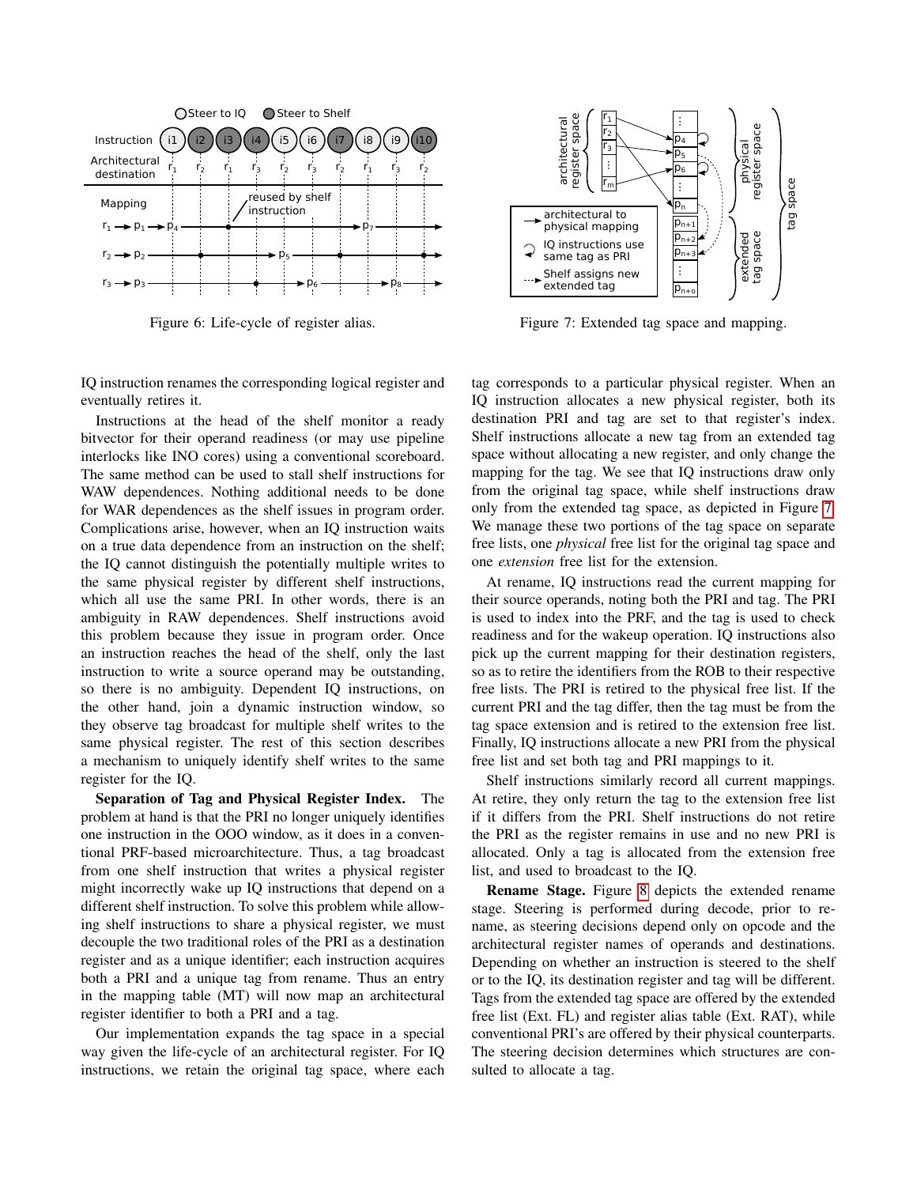Figure 6: Life-cycle of register alias.

Figure 7: Extended tag space and mapping.

IQ instruction renames the corresponding logical register and eventually retires it.

Instructions at the head of the shelf monitor a ready bitvector for their operand readiness (or may use pipeline interlocks like INO cores) using a conventional scoreboard. The same method can be used to stall shelf instructions for WAW dependences. Nothing additional needs to be done for WAR dependences as the shelf issues in program order. Complications arise, however, when an IQ instruction waits on a true data dependence from an instruction on the shelf; the IQ cannot distinguish the potentially multiple writes to the same physical register by different shelf instructions, which all use the same PRI. In other words, there is an ambiguity in RAW dependences. Shelf instructions avoid this problem because they issue in program order. Once an instruction reaches the head of the shelf, only the last instruction to write a source operand may be outstanding, so there is no ambiguity. Dependent IQ instructions, on the other hand, join a dynamic instruction window, so they observe tag broadcast for multiple shelf writes to the same physical register. The rest of this section describes a mechanism to uniquely identify shelf writes to the same register for the IQ.

**Separation of Tag and Physical Register Index.** The problem at hand is that the PRI no longer uniquely identifies one instruction in the OOO window, as it does in a conventional PRF-based microarchitecture. Thus, a tag broadcast from one shelf instruction that writes a physical register might incorrectly wake up IQ instructions that depend on a different shelf instruction. To solve this problem while allowing shelf instructions to share a physical register, we must decouple the two traditional roles of the PRI as a destination register and as a unique identifier; each instruction acquires both a PRI and a unique tag from rename. Thus an entry in the mapping table (MT) will now map an architectural register identifier to both a PRI and a tag.

Our implementation expands the tag space in a special way given the life-cycle of an architectural register. For IQ instructions, we retain the original tag space, where each tag corresponds to a particular physical register. When an IQ instruction allocates a new physical register, both its destination PRI and tag are set to that register's index. Shelf instructions allocate a new tag from an extended tag space without allocating a new register, and only change the mapping for the tag. We see that IQ instructions draw only from the original tag space, while shelf instructions draw only from the extended tag space, as depicted in Figure 7. We manage these two portions of the tag space on separate free lists, one *physical* free list for the original tag space and one *extension* free list for the extension.

At rename, IQ instructions read the current mapping for their source operands, noting both the PRI and tag. The PRI is used to index into the PRF, and the tag is used to check readiness and for the wakeup operation. IQ instructions also pick up the current mapping for their destination registers, so as to retire the identifiers from the ROB to their respective free lists. The PRI is retired to the physical free list. If the current PRI and the tag differ, then the tag must be from the tag space extension and is retired to the extension free list. Finally, IQ instructions allocate a new PRI from the physical free list and set both tag and PRI mappings to it.

Shelf instructions similarly record all current mappings. At retire, they only return the tag to the extension free list if it differs from the PRI. Shelf instructions do not retire the PRI as the register remains in use and no new PRI is allocated. Only a tag is allocated from the extension free list, and used to broadcast to the IQ.

**Rename Stage.** Figure 8 depicts the extended rename stage. Steering is performed during decode, prior to rename, as steering decisions depend only on opcode and the architectural register names of operands and destinations. Depending on whether an instruction is steered to the shelf or to the IQ, its destination register and tag will be different. Tags from the extended tag space are offered by the extended free list (Ext. FL) and register alias table (Ext. RAT), while conventional PRI's are offered by their physical counterparts. The steering decision determines which structures are consulted to allocate a tag.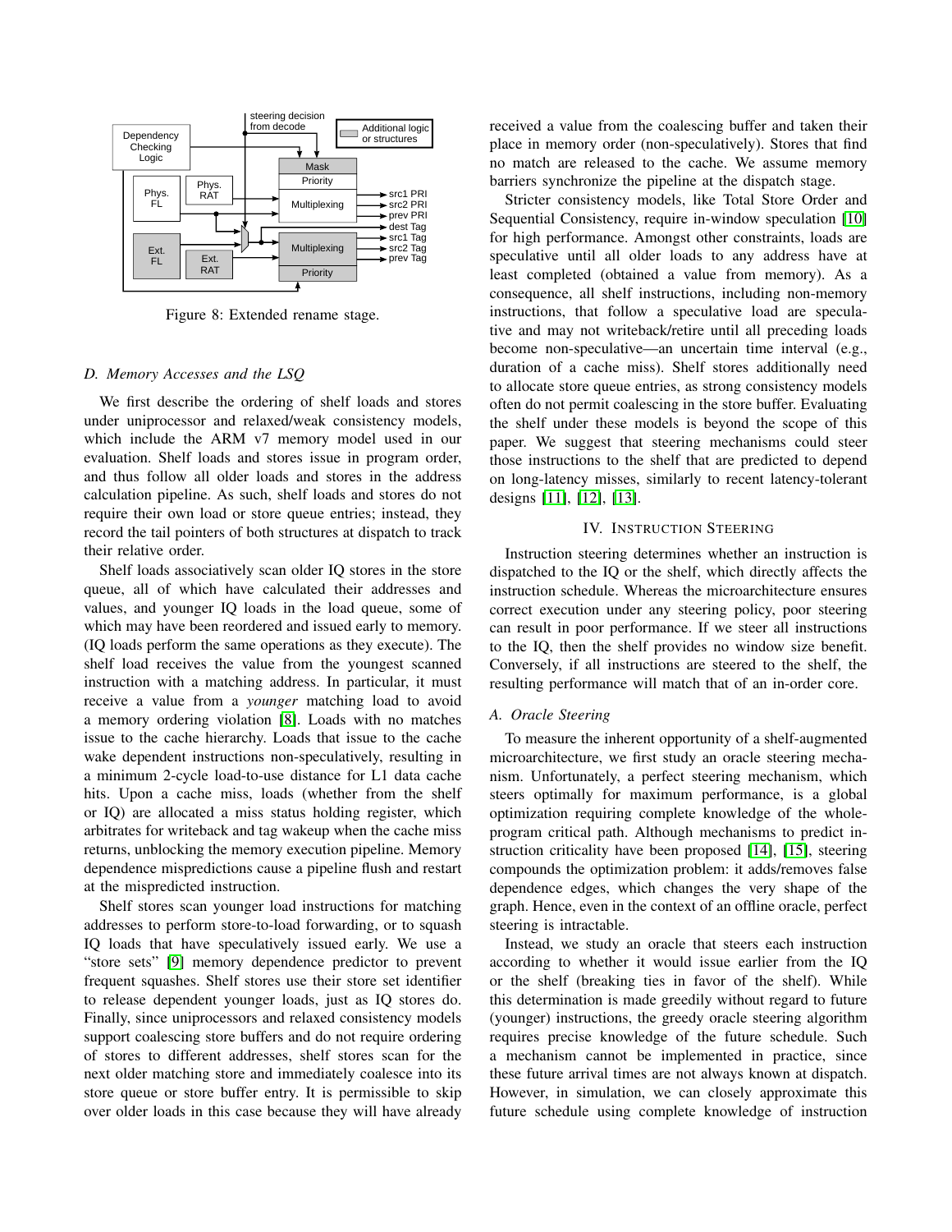steering decision from decode

Dependency Checking Logic

Additional logic or structures

Phys. FL

Phys. RAT

Mask

Priority

Multiplexing

src1 PRI
src2 PRI
prev PRI
dest Tag
src1 Tag
src2 Tag
prev Tag

Ext. FL

Ext. RAT

Multiplexing

Priority

Figure 8: Extended rename stage.

### D. Memory Accesses and the LSQ

We first describe the ordering of shelf loads and stores under uniprocessor and relaxed/weak consistency models, which include the ARM v7 memory model used in our evaluation. Shelf loads and stores issue in program order, and thus follow all older loads and stores in the address calculation pipeline. As such, shelf loads and stores do not require their own load or store queue entries; instead, they record the tail pointers of both structures at dispatch to track their relative order.

Shelf loads associatively scan older IQ stores in the store queue, all of which have calculated their addresses and values, and younger IQ loads in the load queue, some of which may have been reordered and issued early to memory. (IQ loads perform the same operations as they execute). The shelf load receives the value from the youngest scanned instruction with a matching address. In particular, it must receive a value from a *younger* matching load to avoid a memory ordering violation [8]. Loads with no matches issue to the cache hierarchy. Loads that issue to the cache wake dependent instructions non-speculatively, resulting in a minimum 2-cycle load-to-use distance for L1 data cache hits. Upon a cache miss, loads (whether from the shelf or IQ) are allocated a miss status holding register, which arbitrates for writeback and tag wakeup when the cache miss returns, unblocking the memory execution pipeline. Memory dependence mispredictions cause a pipeline flush and restart at the mispredicted instruction.

Shelf stores scan younger load instructions for matching addresses to perform store-to-load forwarding, or to squash IQ loads that have speculatively issued early. We use a "store sets" [9] memory dependence predictor to prevent frequent squashes. Shelf stores use their store set identifier to release dependent younger loads, just as IQ stores do. Finally, since uniprocessors and relaxed consistency models support coalescing store buffers and do not require ordering of stores to different addresses, shelf stores scan for the next older matching store and immediately coalesce into its store queue or store buffer entry. It is permissible to skip over older loads in this case because they will have already received a value from the coalescing buffer and taken their place in memory order (non-speculatively). Stores that find no match are released to the cache. We assume memory barriers synchronize the pipeline at the dispatch stage.

Stricter consistency models, like Total Store Order and Sequential Consistency, require in-window speculation [10] for high performance. Amongst other constraints, loads are speculative until all older loads to any address have at least completed (obtained a value from memory). As a consequence, all shelf instructions, including non-memory instructions, that follow a speculative load are speculative and may not writeback/retire until all preceding loads become non-speculative—an uncertain time interval (e.g., duration of a cache miss). Shelf stores additionally need to allocate store queue entries, as strong consistency models often do not permit coalescing in the store buffer. Evaluating the shelf under these models is beyond the scope of this paper. We suggest that steering mechanisms could steer those instructions to the shelf that are predicted to depend on long-latency misses, similarly to recent latency-tolerant designs [11], [12], [13].

## IV. Instruction Steering

Instruction steering determines whether an instruction is dispatched to the IQ or the shelf, which directly affects the instruction schedule. Whereas the microarchitecture ensures correct execution under any steering policy, poor steering can result in poor performance. If we steer all instructions to the IQ, then the shelf provides no window size benefit. Conversely, if all instructions are steered to the shelf, the resulting performance will match that of an in-order core.

### A. Oracle Steering

To measure the inherent opportunity of a shelf-augmented microarchitecture, we first study an oracle steering mechanism. Unfortunately, a perfect steering mechanism, which steers optimally for maximum performance, is a global optimization requiring complete knowledge of the whole-program critical path. Although mechanisms to predict instruction criticality have been proposed [14], [15], steering compounds the optimization problem: it adds/removes false dependence edges, which changes the very shape of the graph. Hence, even in the context of an offline oracle, perfect steering is intractable.

Instead, we study an oracle that steers each instruction according to whether it would issue earlier from the IQ or the shelf (breaking ties in favor of the shelf). While this determination is made greedily without regard to future (younger) instructions, the greedy oracle steering algorithm requires precise knowledge of the future schedule. Such a mechanism cannot be implemented in practice, since these future arrival times are not always known at dispatch. However, in simulation, we can closely approximate this future schedule using complete knowledge of instruction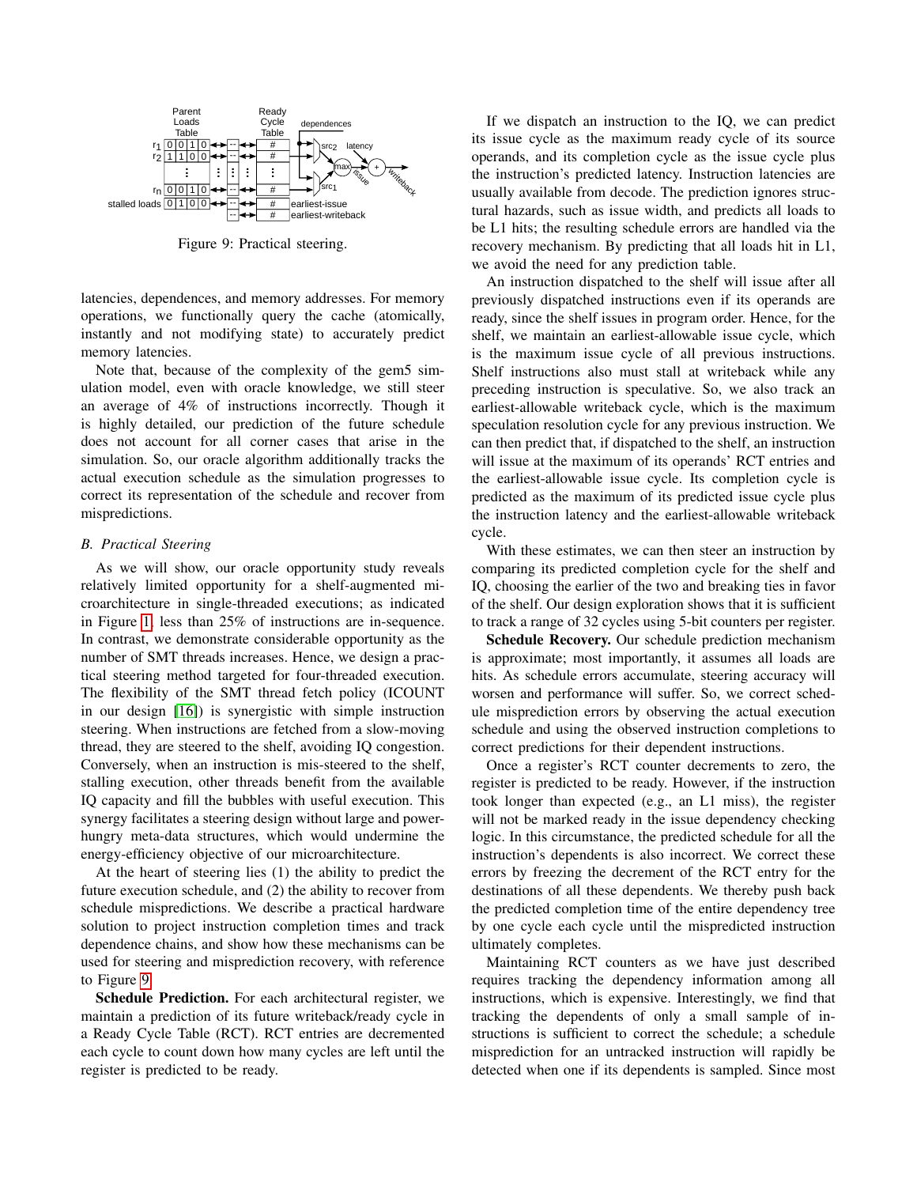Parent Loads Table

Ready Cycle Table

dependences

$r_1$ 0 0 1 0

$r_2$ 1 1 0 0

$r_n$ 0 0 1 0

stalled loads 0 1 0 0

src2

latency

max

issue

+

writeback

src1

earliest-issue

earliest-writeback

Figure 9: Practical steering.

latencies, dependences, and memory addresses. For memory operations, we functionally query the cache (atomically, instantly and not modifying state) to accurately predict memory latencies.

Note that, because of the complexity of the gem5 simulation model, even with oracle knowledge, we still steer an average of 4% of instructions incorrectly. Though it is highly detailed, our prediction of the future schedule does not account for all corner cases that arise in the simulation. So, our oracle algorithm additionally tracks the actual execution schedule as the simulation progresses to correct its representation of the schedule and recover from mispredictions.

### *B. Practical Steering*

As we will show, our oracle opportunity study reveals relatively limited opportunity for a shelf-augmented microarchitecture in single-threaded executions; as indicated in Figure 1, less than 25% of instructions are in-sequence. In contrast, we demonstrate considerable opportunity as the number of SMT threads increases. Hence, we design a practical steering method targeted for four-threaded execution. The flexibility of the SMT thread fetch policy (ICOUNT in our design [16]) is synergistic with simple instruction steering. When instructions are fetched from a slow-moving thread, they are steered to the shelf, avoiding IQ congestion. Conversely, when an instruction is mis-steered to the shelf, stalling execution, other threads benefit from the available IQ capacity and fill the bubbles with useful execution. This synergy facilitates a steering design without large and power-hungry meta-data structures, which would undermine the energy-efficiency objective of our microarchitecture.

At the heart of steering lies (1) the ability to predict the future execution schedule, and (2) the ability to recover from schedule mispredictions. We describe a practical hardware solution to project instruction completion times and track dependence chains, and show how these mechanisms can be used for steering and misprediction recovery, with reference to Figure 9.

**Schedule Prediction.** For each architectural register, we maintain a prediction of its future writeback/ready cycle in a Ready Cycle Table (RCT). RCT entries are decremented each cycle to count down how many cycles are left until the register is predicted to be ready.

If we dispatch an instruction to the IQ, we can predict its issue cycle as the maximum ready cycle of its source operands, and its completion cycle as the issue cycle plus the instruction's predicted latency. Instruction latencies are usually available from decode. The prediction ignores structural hazards, such as issue width, and predicts all loads to be L1 hits; the resulting schedule errors are handled via the recovery mechanism. By predicting that all loads hit in L1, we avoid the need for any prediction table.

An instruction dispatched to the shelf will issue after all previously dispatched instructions even if its operands are ready, since the shelf issues in program order. Hence, for the shelf, we maintain an earliest-allowable issue cycle, which is the maximum issue cycle of all previous instructions. Shelf instructions also must stall at writeback while any preceding instruction is speculative. So, we also track an earliest-allowable writeback cycle, which is the maximum speculation resolution cycle for any previous instruction. We can then predict that, if dispatched to the shelf, an instruction will issue at the maximum of its operands' RCT entries and the earliest-allowable issue cycle. Its completion cycle is predicted as the maximum of its predicted issue cycle plus the instruction latency and the earliest-allowable writeback cycle.

With these estimates, we can then steer an instruction by comparing its predicted completion cycle for the shelf and IQ, choosing the earlier of the two and breaking ties in favor of the shelf. Our design exploration shows that it is sufficient to track a range of 32 cycles using 5-bit counters per register.

**Schedule Recovery.** Our schedule prediction mechanism is approximate; most importantly, it assumes all loads are hits. As schedule errors accumulate, steering accuracy will worsen and performance will suffer. So, we correct schedule misprediction errors by observing the actual execution schedule and using the observed instruction completions to correct predictions for their dependent instructions.

Once a register's RCT counter decrements to zero, the register is predicted to be ready. However, if the instruction took longer than expected (e.g., an L1 miss), the register will not be marked ready in the issue dependency checking logic. In this circumstance, the predicted schedule for all the instruction's dependents is also incorrect. We correct these errors by freezing the decrement of the RCT entry for the destinations of all these dependents. We thereby push back the predicted completion time of the entire dependency tree by one cycle each cycle until the mispredicted instruction ultimately completes.

Maintaining RCT counters as we have just described requires tracking the dependency information among all instructions, which is expensive. Interestingly, we find that tracking the dependents of only a small sample of instructions is sufficient to correct the schedule; a schedule misprediction for an untracked instruction will rapidly be detected when one if its dependents is sampled. Since most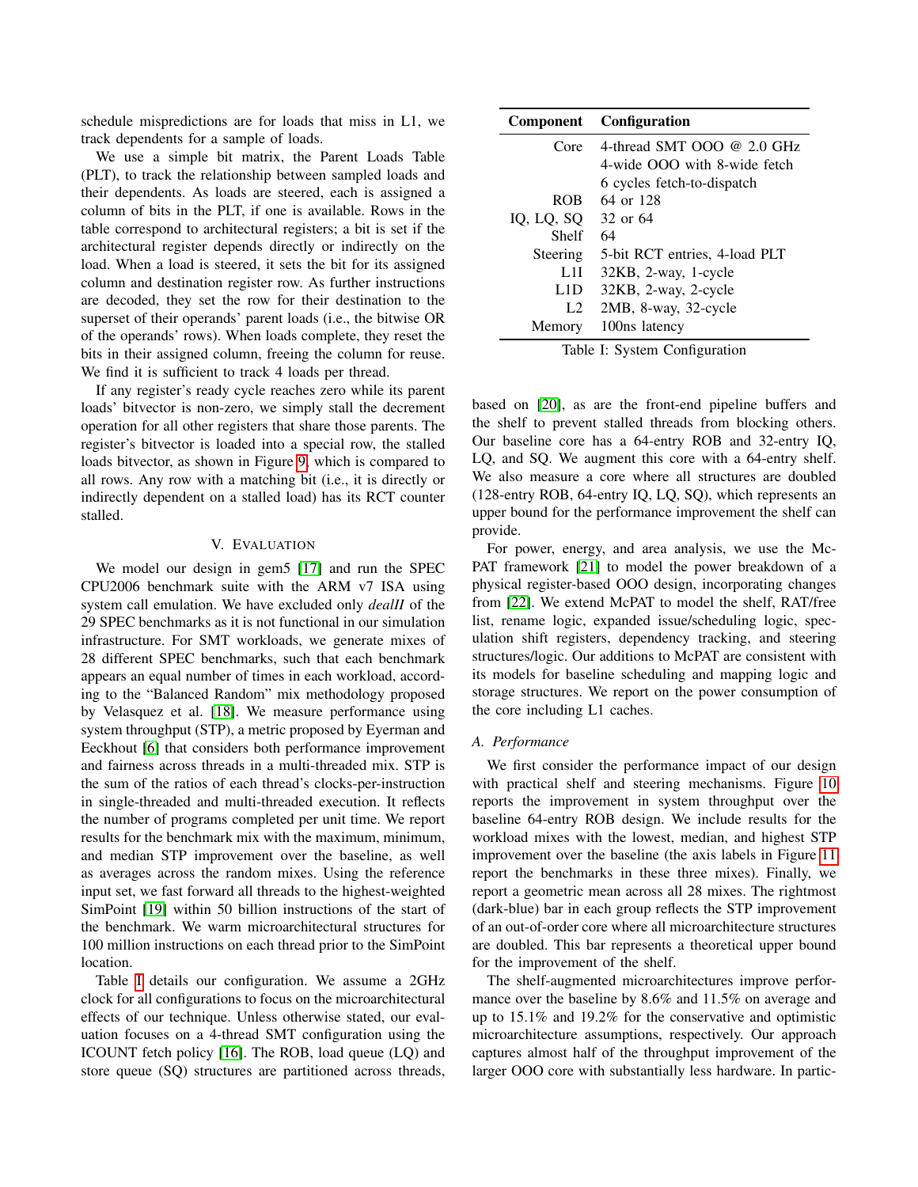schedule mispredictions are for loads that miss in L1, we track dependents for a sample of loads.

We use a simple bit matrix, the Parent Loads Table (PLT), to track the relationship between sampled loads and their dependents. As loads are steered, each is assigned a column of bits in the PLT, if one is available. Rows in the table correspond to architectural registers; a bit is set if the architectural register depends directly or indirectly on the load. When a load is steered, it sets the bit for its assigned column and destination register row. As further instructions are decoded, they set the row for their destination to the superset of their operands' parent loads (i.e., the bitwise OR of the operands' rows). When loads complete, they reset the bits in their assigned column, freeing the column for reuse. We find it is sufficient to track 4 loads per thread.

If any register's ready cycle reaches zero while its parent loads' bitvector is non-zero, we simply stall the decrement operation for all other registers that share those parents. The register's bitvector is loaded into a special row, the stalled loads bitvector, as shown in Figure 9, which is compared to all rows. Any row with a matching bit (i.e., it is directly or indirectly dependent on a stalled load) has its RCT counter stalled.

## V. Evaluation

We model our design in gem5 [17] and run the SPEC CPU2006 benchmark suite with the ARM v7 ISA using system call emulation. We have excluded only *dealII* of the 29 SPEC benchmarks as it is not functional in our simulation infrastructure. For SMT workloads, we generate mixes of 28 different SPEC benchmarks, such that each benchmark appears an equal number of times in each workload, according to the "Balanced Random" mix methodology proposed by Velasquez et al. [18]. We measure performance using system throughput (STP), a metric proposed by Eyerman and Eeckhout [6] that considers both performance improvement and fairness across threads in a multi-threaded mix. STP is the sum of the ratios of each thread's clocks-per-instruction in single-threaded and multi-threaded execution. It reflects the number of programs completed per unit time. We report results for the benchmark mix with the maximum, minimum, and median STP improvement over the baseline, as well as averages across the random mixes. Using the reference input set, we fast forward all threads to the highest-weighted SimPoint [19] within 50 billion instructions of the start of the benchmark. We warm microarchitectural structures for 100 million instructions on each thread prior to the SimPoint location.

Table I details our configuration. We assume a 2GHz clock for all configurations to focus on the microarchitectural effects of our technique. Unless otherwise stated, our evaluation focuses on a 4-thread SMT configuration using the ICOUNT fetch policy [16]. The ROB, load queue (LQ) and store queue (SQ) structures are partitioned across threads, based on [20], as are the front-end pipeline buffers and the shelf to prevent stalled threads from blocking others. Our baseline core has a 64-entry ROB and 32-entry IQ, LQ, and SQ. We augment this core with a 64-entry shelf. We also measure a core where all structures are doubled (128-entry ROB, 64-entry IQ, LQ, SQ), which represents an upper bound for the performance improvement the shelf can provide.

| Component | Configuration |
|---|---|
| Core | 4-thread SMT OOO @ 2.0 GHz<br>4-wide OOO with 8-wide fetch<br>6 cycles fetch-to-dispatch |
| ROB | 64 or 128 |
| IQ, LQ, SQ | 32 or 64 |
| Shelf | 64 |
| Steering | 5-bit RCT entries, 4-load PLT |
| L1I | 32KB, 2-way, 1-cycle |
| L1D | 32KB, 2-way, 2-cycle |
| L2 | 2MB, 8-way, 32-cycle |
| Memory | 100ns latency |

Table I: System Configuration

For power, energy, and area analysis, we use the McPAT framework [21] to model the power breakdown of a physical register-based OOO design, incorporating changes from [22]. We extend McPAT to model the shelf, RAT/free list, rename logic, expanded issue/scheduling logic, speculation shift registers, dependency tracking, and steering structures/logic. Our additions to McPAT are consistent with its models for baseline scheduling and mapping logic and storage structures. We report on the power consumption of the core including L1 caches.

### A. Performance

We first consider the performance impact of our design with practical shelf and steering mechanisms. Figure 10 reports the improvement in system throughput over the baseline 64-entry ROB design. We include results for the workload mixes with the lowest, median, and highest STP improvement over the baseline (the axis labels in Figure 11 report the benchmarks in these three mixes). Finally, we report a geometric mean across all 28 mixes. The rightmost (dark-blue) bar in each group reflects the STP improvement of an out-of-order core where all microarchitecture structures are doubled. This bar represents a theoretical upper bound for the improvement of the shelf.

The shelf-augmented microarchitectures improve performance over the baseline by 8.6% and 11.5% on average and up to 15.1% and 19.2% for the conservative and optimistic microarchitecture assumptions, respectively. Our approach captures almost half of the throughput improvement of the larger OOO core with substantially less hardware. In partic-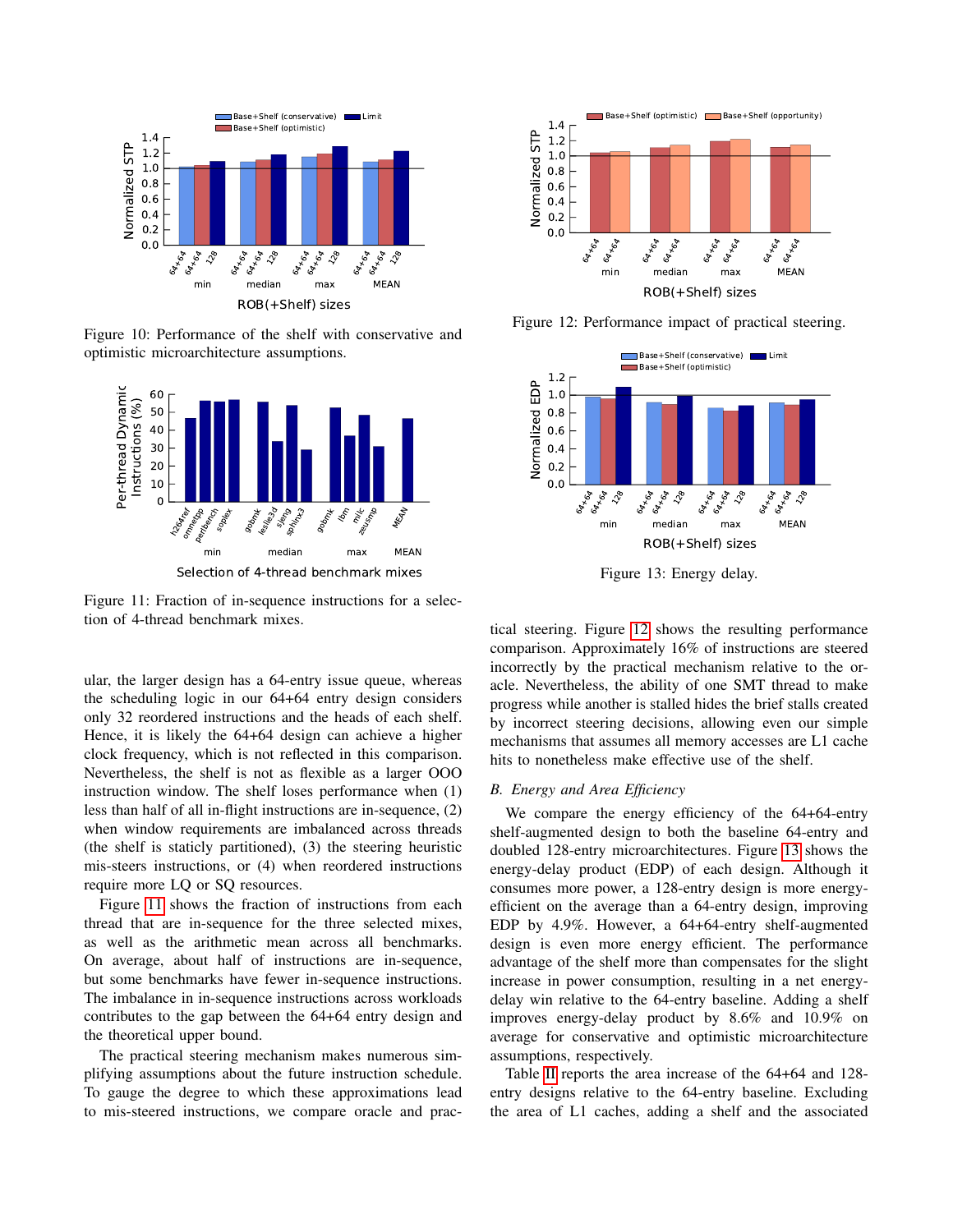Figure 10: Performance of the shelf with conservative and optimistic microarchitecture assumptions.

Figure 11: Fraction of in-sequence instructions for a selection of 4-thread benchmark mixes.

ular, the larger design has a 64-entry issue queue, whereas the scheduling logic in our 64+64 entry design considers only 32 reordered instructions and the heads of each shelf. Hence, it is likely the 64+64 design can achieve a higher clock frequency, which is not reflected in this comparison. Nevertheless, the shelf is not as flexible as a larger OOO instruction window. The shelf loses performance when (1) less than half of all in-flight instructions are in-sequence, (2) when window requirements are imbalanced across threads (the shelf is staticly partitioned), (3) the steering heuristic mis-steers instructions, or (4) when reordered instructions require more LQ or SQ resources.

Figure 11 shows the fraction of instructions from each thread that are in-sequence for the three selected mixes, as well as the arithmetic mean across all benchmarks. On average, about half of instructions are in-sequence, but some benchmarks have fewer in-sequence instructions. The imbalance in in-sequence instructions across workloads contributes to the gap between the 64+64 entry design and the theoretical upper bound.

The practical steering mechanism makes numerous simplifying assumptions about the future instruction schedule. To gauge the degree to which these approximations lead to mis-steered instructions, we compare oracle and practical steering. Figure 12 shows the resulting performance comparison. Approximately 16% of instructions are steered incorrectly by the practical mechanism relative to the oracle. Nevertheless, the ability of one SMT thread to make progress while another is stalled hides the brief stalls created by incorrect steering decisions, allowing even our simple mechanisms that assumes all memory accesses are L1 cache hits to nonetheless make effective use of the shelf.

Figure 12: Performance impact of practical steering.

Figure 13: Energy delay.

### B. Energy and Area Efficiency

We compare the energy efficiency of the 64+64-entry shelf-augmented design to both the baseline 64-entry and doubled 128-entry microarchitectures. Figure 13 shows the energy-delay product (EDP) of each design. Although it consumes more power, a 128-entry design is more energy-efficient on the average than a 64-entry design, improving EDP by 4.9%. However, a 64+64-entry shelf-augmented design is even more energy efficient. The performance advantage of the shelf more than compensates for the slight increase in power consumption, resulting in a net energy-delay win relative to the 64-entry baseline. Adding a shelf improves energy-delay product by 8.6% and 10.9% on average for conservative and optimistic microarchitecture assumptions, respectively.

Table II reports the area increase of the 64+64 and 128-entry designs relative to the 64-entry baseline. Excluding the area of L1 caches, adding a shelf and the associated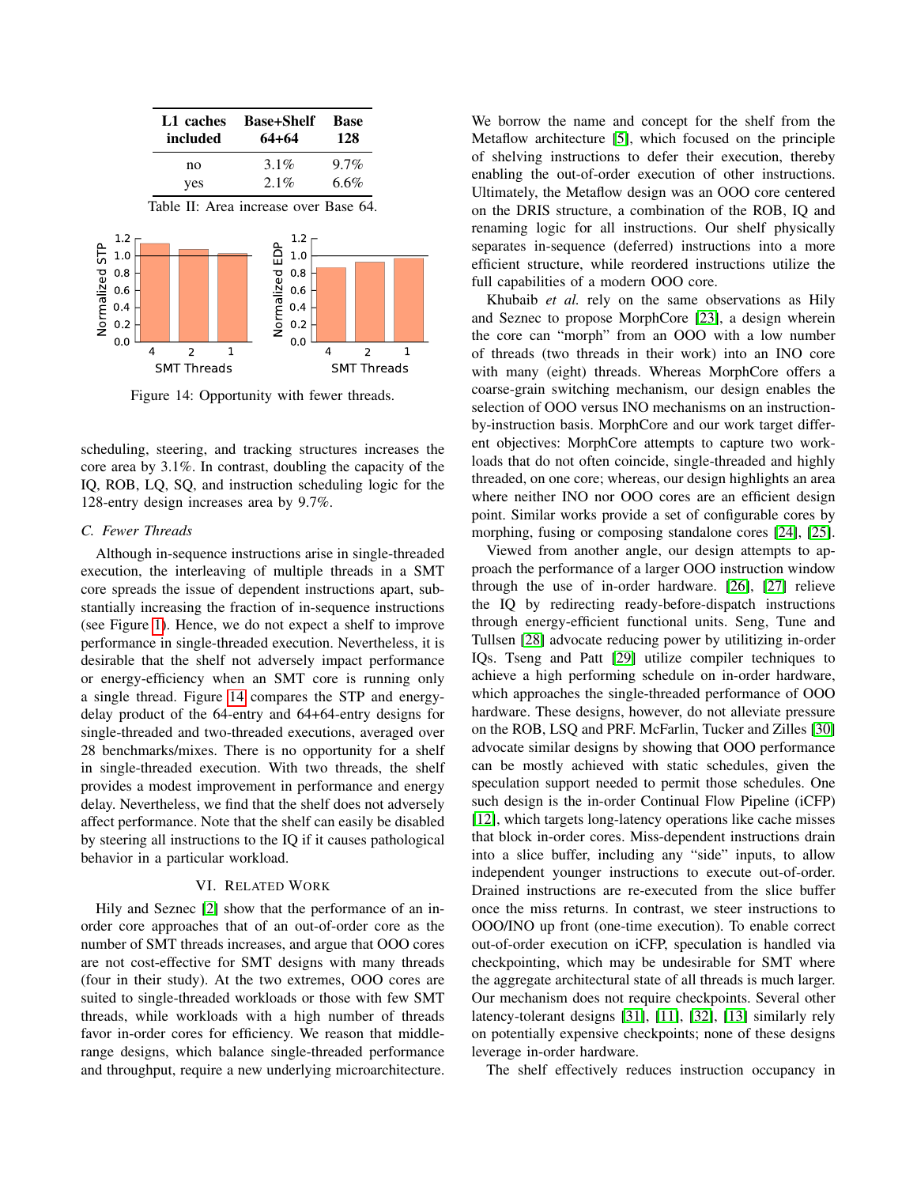| L1 caches included | Base+Shelf 64+64 | Base 128 |
|---|---|---|
| no | 3.1% | 9.7% |
| yes | 2.1% | 6.6% |

Table II: Area increase over Base 64.

Figure 14: Opportunity with fewer threads.

scheduling, steering, and tracking structures increases the core area by 3.1%. In contrast, doubling the capacity of the IQ, ROB, LQ, SQ, and instruction scheduling logic for the 128-entry design increases area by 9.7%.

### C. Fewer Threads

Although in-sequence instructions arise in single-threaded execution, the interleaving of multiple threads in a SMT core spreads the issue of dependent instructions apart, substantially increasing the fraction of in-sequence instructions (see Figure 1). Hence, we do not expect a shelf to improve performance in single-threaded execution. Nevertheless, it is desirable that the shelf not adversely impact performance or energy-efficiency when an SMT core is running only a single thread. Figure 14 compares the STP and energy-delay product of the 64-entry and 64+64-entry designs for single-threaded and two-threaded executions, averaged over 28 benchmarks/mixes. There is no opportunity for a shelf in single-threaded execution. With two threads, the shelf provides a modest improvement in performance and energy delay. Nevertheless, we find that the shelf does not adversely affect performance. Note that the shelf can easily be disabled by steering all instructions to the IQ if it causes pathological behavior in a particular workload.

## VI. Related Work

Hily and Seznec [2] show that the performance of an in-order core approaches that of an out-of-order core as the number of SMT threads increases, and argue that OOO cores are not cost-effective for SMT designs with many threads (four in their study). At the two extremes, OOO cores are suited to single-threaded workloads or those with few SMT threads, while workloads with a high number of threads favor in-order cores for efficiency. We reason that middle-range designs, which balance single-threaded performance and throughput, require a new underlying microarchitecture.

We borrow the name and concept for the shelf from the Metaflow architecture [5], which focused on the principle of shelving instructions to defer their execution, thereby enabling the out-of-order execution of other instructions. Ultimately, the Metaflow design was an OOO core centered on the DRIS structure, a combination of the ROB, IQ and renaming logic for all instructions. Our shelf physically separates in-sequence (deferred) instructions into a more efficient structure, while reordered instructions utilize the full capabilities of a modern OOO core.

Khubaib *et al.* rely on the same observations as Hily and Seznec to propose MorphCore [23], a design wherein the core can "morph" from an OOO with a low number of threads (two threads in their work) into an INO core with many (eight) threads. Whereas MorphCore offers a coarse-grain switching mechanism, our design enables the selection of OOO versus INO mechanisms on an instruction-by-instruction basis. MorphCore and our work target different objectives: MorphCore attempts to capture two workloads that do not often coincide, single-threaded and highly threaded, on one core; whereas, our design highlights an area where neither INO nor OOO cores are an efficient design point. Similar works provide a set of configurable cores by morphing, fusing or composing standalone cores [24], [25].

Viewed from another angle, our design attempts to approach the performance of a larger OOO instruction window through the use of in-order hardware. [26], [27] relieve the IQ by redirecting ready-before-dispatch instructions through energy-efficient functional units. Seng, Tune and Tullsen [28] advocate reducing power by utilitizing in-order IQs. Tseng and Patt [29] utilize compiler techniques to achieve a high performing schedule on in-order hardware, which approaches the single-threaded performance of OOO hardware. These designs, however, do not alleviate pressure on the ROB, LSQ and PRF. McFarlin, Tucker and Zilles [30] advocate similar designs by showing that OOO performance can be mostly achieved with static schedules, given the speculation support needed to permit those schedules. One such design is the in-order Continual Flow Pipeline (iCFP) [12], which targets long-latency operations like cache misses that block in-order cores. Miss-dependent instructions drain into a slice buffer, including any "side" inputs, to allow independent younger instructions to execute out-of-order. Drained instructions are re-executed from the slice buffer once the miss returns. In contrast, we steer instructions to OOO/INO up front (one-time execution). To enable correct out-of-order execution on iCFP, speculation is handled via checkpointing, which may be undesirable for SMT where the aggregate architectural state of all threads is much larger. Our mechanism does not require checkpoints. Several other latency-tolerant designs [31], [11], [32], [13] similarly rely on potentially expensive checkpoints; none of these designs leverage in-order hardware.

The shelf effectively reduces instruction occupancy in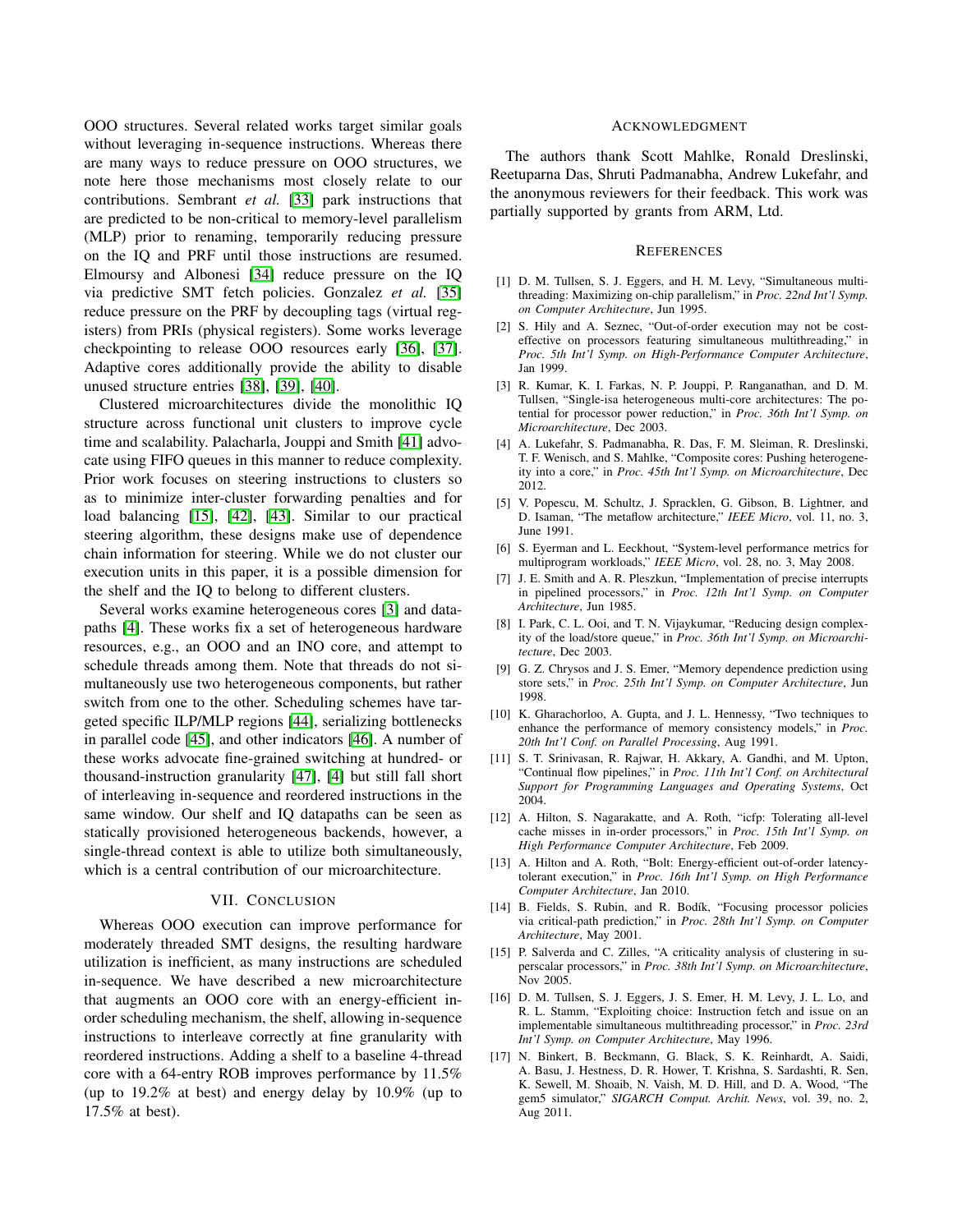OOO structures. Several related works target similar goals without leveraging in-sequence instructions. Whereas there are many ways to reduce pressure on OOO structures, we note here those mechanisms most closely relate to our contributions. Sembrant *et al.* [33] park instructions that are predicted to be non-critical to memory-level parallelism (MLP) prior to renaming, temporarily reducing pressure on the IQ and PRF until those instructions are resumed. Elmoursy and Albonesi [34] reduce pressure on the IQ via predictive SMT fetch policies. Gonzalez *et al.* [35] reduce pressure on the PRF by decoupling tags (virtual registers) from PRIs (physical registers). Some works leverage checkpointing to release OOO resources early [36], [37]. Adaptive cores additionally provide the ability to disable unused structure entries [38], [39], [40].

Clustered microarchitectures divide the monolithic IQ structure across functional unit clusters to improve cycle time and scalability. Palacharla, Jouppi and Smith [41] advocate using FIFO queues in this manner to reduce complexity. Prior work focuses on steering instructions to clusters so as to minimize inter-cluster forwarding penalties and for load balancing [15], [42], [43]. Similar to our practical steering algorithm, these designs make use of dependence chain information for steering. While we do not cluster our execution units in this paper, it is a possible dimension for the shelf and the IQ to belong to different clusters.

Several works examine heterogeneous cores [3] and datapaths [4]. These works fix a set of heterogeneous hardware resources, e.g., an OOO and an INO core, and attempt to schedule threads among them. Note that threads do not simultaneously use two heterogeneous components, but rather switch from one to the other. Scheduling schemes have targeted specific ILP/MLP regions [44], serializing bottlenecks in parallel code [45], and other indicators [46]. A number of these works advocate fine-grained switching at hundred- or thousand-instruction granularity [47], [4] but still fall short of interleaving in-sequence and reordered instructions in the same window. Our shelf and IQ datapaths can be seen as statically provisioned heterogeneous backends, however, a single-thread context is able to utilize both simultaneously, which is a central contribution of our microarchitecture.

## VII. Conclusion

Whereas OOO execution can improve performance for moderately threaded SMT designs, the resulting hardware utilization is inefficient, as many instructions are scheduled in-sequence. We have described a new microarchitecture that augments an OOO core with an energy-efficient in-order scheduling mechanism, the shelf, allowing in-sequence instructions to interleave correctly at fine granularity with reordered instructions. Adding a shelf to a baseline 4-thread core with a 64-entry ROB improves performance by 11.5% (up to 19.2% at best) and energy delay by 10.9% (up to 17.5% at best).

## Acknowledgment

The authors thank Scott Mahlke, Ronald Dreslinski, Reetuparna Das, Shruti Padmanabha, Andrew Lukefahr, and the anonymous reviewers for their feedback. This work was partially supported by grants from ARM, Ltd.

## References

[1] D. M. Tullsen, S. J. Eggers, and H. M. Levy, "Simultaneous multithreading: Maximizing on-chip parallelism," in *Proc. 22nd Int'l Symp. on Computer Architecture*, Jun 1995.

[2] S. Hily and A. Seznec, "Out-of-order execution may not be cost-effective on processors featuring simultaneous multithreading," in *Proc. 5th Int'l Symp. on High-Performance Computer Architecture*, Jan 1999.

[3] R. Kumar, K. I. Farkas, N. P. Jouppi, P. Ranganathan, and D. M. Tullsen, "Single-isa heterogeneous multi-core architectures: The potential for processor power reduction," in *Proc. 36th Int'l Symp. on Microarchitecture*, Dec 2003.

[4] A. Lukefahr, S. Padmanabha, R. Das, F. M. Sleiman, R. Dreslinski, T. F. Wenisch, and S. Mahlke, "Composite cores: Pushing heterogeneity into a core," in *Proc. 45th Int'l Symp. on Microarchitecture*, Dec 2012.

[5] V. Popescu, M. Schultz, J. Spracklen, G. Gibson, B. Lightner, and D. Isaman, "The metaflow architecture," *IEEE Micro*, vol. 11, no. 3, June 1991.

[6] S. Eyerman and L. Eeckhout, "System-level performance metrics for multiprogram workloads," *IEEE Micro*, vol. 28, no. 3, May 2008.

[7] J. E. Smith and A. R. Pleszkun, "Implementation of precise interrupts in pipelined processors," in *Proc. 12th Int'l Symp. on Computer Architecture*, Jun 1985.

[8] I. Park, C. L. Ooi, and T. N. Vijaykumar, "Reducing design complexity of the load/store queue," in *Proc. 36th Int'l Symp. on Microarchitecture*, Dec 2003.

[9] G. Z. Chrysos and J. S. Emer, "Memory dependence prediction using store sets," in *Proc. 25th Int'l Symp. on Computer Architecture*, Jun 1998.

[10] K. Gharachorloo, A. Gupta, and J. L. Hennessy, "Two techniques to enhance the performance of memory consistency models," in *Proc. 20th Int'l Conf. on Parallel Processing*, Aug 1991.

[11] S. T. Srinivasan, R. Rajwar, H. Akkary, A. Gandhi, and M. Upton, "Continual flow pipelines," in *Proc. 11th Int'l Conf. on Architectural Support for Programming Languages and Operating Systems*, Oct 2004.

[12] A. Hilton, S. Nagarakatte, and A. Roth, "icfp: Tolerating all-level cache misses in in-order processors," in *Proc. 15th Int'l Symp. on High Performance Computer Architecture*, Feb 2009.

[13] A. Hilton and A. Roth, "Bolt: Energy-efficient out-of-order latency-tolerant execution," in *Proc. 16th Int'l Symp. on High Performance Computer Architecture*, Jan 2010.

[14] B. Fields, S. Rubin, and R. Bodík, "Focusing processor policies via critical-path prediction," in *Proc. 28th Int'l Symp. on Computer Architecture*, May 2001.

[15] P. Salverda and C. Zilles, "A criticality analysis of clustering in superscalar processors," in *Proc. 38th Int'l Symp. on Microarchitecture*, Nov 2005.

[16] D. M. Tullsen, S. J. Eggers, J. S. Emer, H. M. Levy, J. L. Lo, and R. L. Stamm, "Exploiting choice: Instruction fetch and issue on an implementable simultaneous multithreading processor," in *Proc. 23rd Int'l Symp. on Computer Architecture*, May 1996.

[17] N. Binkert, B. Beckmann, G. Black, S. K. Reinhardt, A. Saidi, A. Basu, J. Hestness, D. R. Hower, T. Krishna, S. Sardashti, R. Sen, K. Sewell, M. Shoaib, N. Vaish, M. D. Hill, and D. A. Wood, "The gem5 simulator," *SIGARCH Comput. Archit. News*, vol. 39, no. 2, Aug 2011.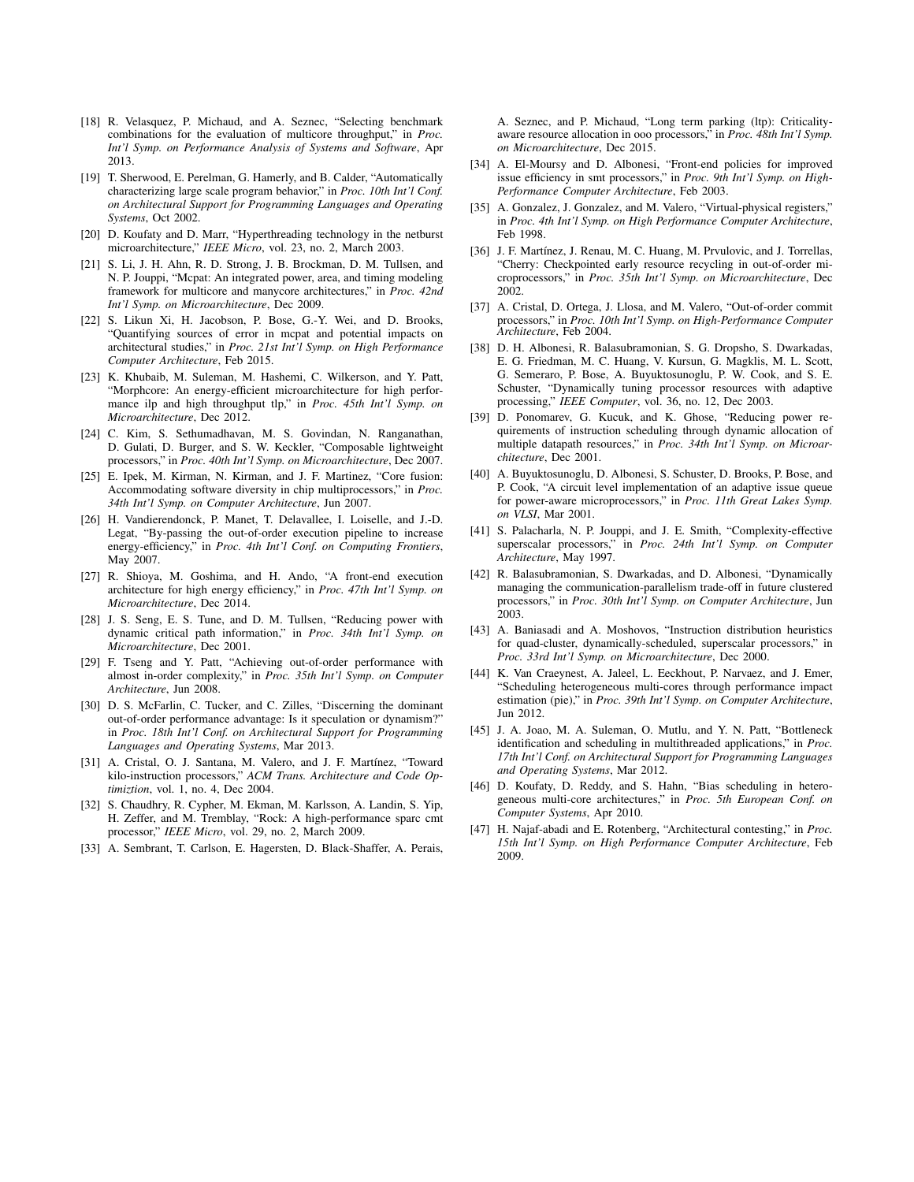[18] R. Velasquez, P. Michaud, and A. Seznec, "Selecting benchmark combinations for the evaluation of multicore throughput," in *Proc. Int'l Symp. on Performance Analysis of Systems and Software*, Apr 2013.

[19] T. Sherwood, E. Perelman, G. Hamerly, and B. Calder, "Automatically characterizing large scale program behavior," in *Proc. 10th Int'l Conf. on Architectural Support for Programming Languages and Operating Systems*, Oct 2002.

[20] D. Koufaty and D. Marr, "Hyperthreading technology in the netburst microarchitecture," *IEEE Micro*, vol. 23, no. 2, March 2003.

[21] S. Li, J. H. Ahn, R. D. Strong, J. B. Brockman, D. M. Tullsen, and N. P. Jouppi, "Mcpat: An integrated power, area, and timing modeling framework for multicore and manycore architectures," in *Proc. 42nd Int'l Symp. on Microarchitecture*, Dec 2009.

[22] S. Likun Xi, H. Jacobson, P. Bose, G.-Y. Wei, and D. Brooks, "Quantifying sources of error in mcpat and potential impacts on architectural studies," in *Proc. 21st Int'l Symp. on High Performance Computer Architecture*, Feb 2015.

[23] K. Khubaib, M. Suleman, M. Hashemi, C. Wilkerson, and Y. Patt, "Morphcore: An energy-efficient microarchitecture for high performance ilp and high throughput tlp," in *Proc. 45th Int'l Symp. on Microarchitecture*, Dec 2012.

[24] C. Kim, S. Sethumadhavan, M. S. Govindan, N. Ranganathan, D. Gulati, D. Burger, and S. W. Keckler, "Composable lightweight processors," in *Proc. 40th Int'l Symp. on Microarchitecture*, Dec 2007.

[25] E. Ipek, M. Kirman, N. Kirman, and J. F. Martinez, "Core fusion: Accommodating software diversity in chip multiprocessors," in *Proc. 34th Int'l Symp. on Computer Architecture*, Jun 2007.

[26] H. Vandierendonck, P. Manet, T. Delavallee, I. Loiselle, and J.-D. Legat, "By-passing the out-of-order execution pipeline to increase energy-efficiency," in *Proc. 4th Int'l Conf. on Computing Frontiers*, May 2007.

[27] R. Shioya, M. Goshima, and H. Ando, "A front-end execution architecture for high energy efficiency," in *Proc. 47th Int'l Symp. on Microarchitecture*, Dec 2014.

[28] J. S. Seng, E. S. Tune, and D. M. Tullsen, "Reducing power with dynamic critical path information," in *Proc. 34th Int'l Symp. on Microarchitecture*, Dec 2001.

[29] F. Tseng and Y. Patt, "Achieving out-of-order performance with almost in-order complexity," in *Proc. 35th Int'l Symp. on Computer Architecture*, Jun 2008.

[30] D. S. McFarlin, C. Tucker, and C. Zilles, "Discerning the dominant out-of-order performance advantage: Is it speculation or dynamism?" in *Proc. 18th Int'l Conf. on Architectural Support for Programming Languages and Operating Systems*, Mar 2013.

[31] A. Cristal, O. J. Santana, M. Valero, and J. F. Martínez, "Toward kilo-instruction processors," *ACM Trans. Architecture and Code Optimiztion*, vol. 1, no. 4, Dec 2004.

[32] S. Chaudhry, R. Cypher, M. Ekman, M. Karlsson, A. Landin, S. Yip, H. Zeffer, and M. Tremblay, "Rock: A high-performance sparc cmt processor," *IEEE Micro*, vol. 29, no. 2, March 2009.

[33] A. Sembrant, T. Carlson, E. Hagersten, D. Black-Shaffer, A. Perais, A. Seznec, and P. Michaud, "Long term parking (ltp): Criticality-aware resource allocation in ooo processors," in *Proc. 48th Int'l Symp. on Microarchitecture*, Dec 2015.

[34] A. El-Moursy and D. Albonesi, "Front-end policies for improved issue efficiency in smt processors," in *Proc. 9th Int'l Symp. on High-Performance Computer Architecture*, Feb 2003.

[35] A. Gonzalez, J. Gonzalez, and M. Valero, "Virtual-physical registers," in *Proc. 4th Int'l Symp. on High Performance Computer Architecture*, Feb 1998.

[36] J. F. Martínez, J. Renau, M. C. Huang, M. Prvulovic, and J. Torrellas, "Cherry: Checkpointed early resource recycling in out-of-order microprocessors," in *Proc. 35th Int'l Symp. on Microarchitecture*, Dec 2002.

[37] A. Cristal, D. Ortega, J. Llosa, and M. Valero, "Out-of-order commit processors," in *Proc. 10th Int'l Symp. on High-Performance Computer Architecture*, Feb 2004.

[38] D. H. Albonesi, R. Balasubramonian, S. G. Dropsho, S. Dwarkadas, E. G. Friedman, M. C. Huang, V. Kursun, G. Magklis, M. L. Scott, G. Semeraro, P. Bose, A. Buyuktosunoglu, P. W. Cook, and S. E. Schuster, "Dynamically tuning processor resources with adaptive processing," *IEEE Computer*, vol. 36, no. 12, Dec 2003.

[39] D. Ponomarev, G. Kucuk, and K. Ghose, "Reducing power requirements of instruction scheduling through dynamic allocation of multiple datapath resources," in *Proc. 34th Int'l Symp. on Microarchitecture*, Dec 2001.

[40] A. Buyuktosunoglu, D. Albonesi, S. Schuster, D. Brooks, P. Bose, and P. Cook, "A circuit level implementation of an adaptive issue queue for power-aware microprocessors," in *Proc. 11th Great Lakes Symp. on VLSI*, Mar 2001.

[41] S. Palacharla, N. P. Jouppi, and J. E. Smith, "Complexity-effective superscalar processors," in *Proc. 24th Int'l Symp. on Computer Architecture*, May 1997.

[42] R. Balasubramonian, S. Dwarkadas, and D. Albonesi, "Dynamically managing the communication-parallelism trade-off in future clustered processors," in *Proc. 30th Int'l Symp. on Computer Architecture*, Jun 2003.

[43] A. Baniasadi and A. Moshovos, "Instruction distribution heuristics for quad-cluster, dynamically-scheduled, superscalar processors," in *Proc. 33rd Int'l Symp. on Microarchitecture*, Dec 2000.

[44] K. Van Craeynest, A. Jaleel, L. Eeckhout, P. Narvaez, and J. Emer, "Scheduling heterogeneous multi-cores through performance impact estimation (pie)," in *Proc. 39th Int'l Symp. on Computer Architecture*, Jun 2012.

[45] J. A. Joao, M. A. Suleman, O. Mutlu, and Y. N. Patt, "Bottleneck identification and scheduling in multithreaded applications," in *Proc. 17th Int'l Conf. on Architectural Support for Programming Languages and Operating Systems*, Mar 2012.

[46] D. Koufaty, D. Reddy, and S. Hahn, "Bias scheduling in heterogeneous multi-core architectures," in *Proc. 5th European Conf. on Computer Systems*, Apr 2010.

[47] H. Najaf-abadi and E. Rotenberg, "Architectural contesting," in *Proc. 15th Int'l Symp. on High Performance Computer Architecture*, Feb 2009.